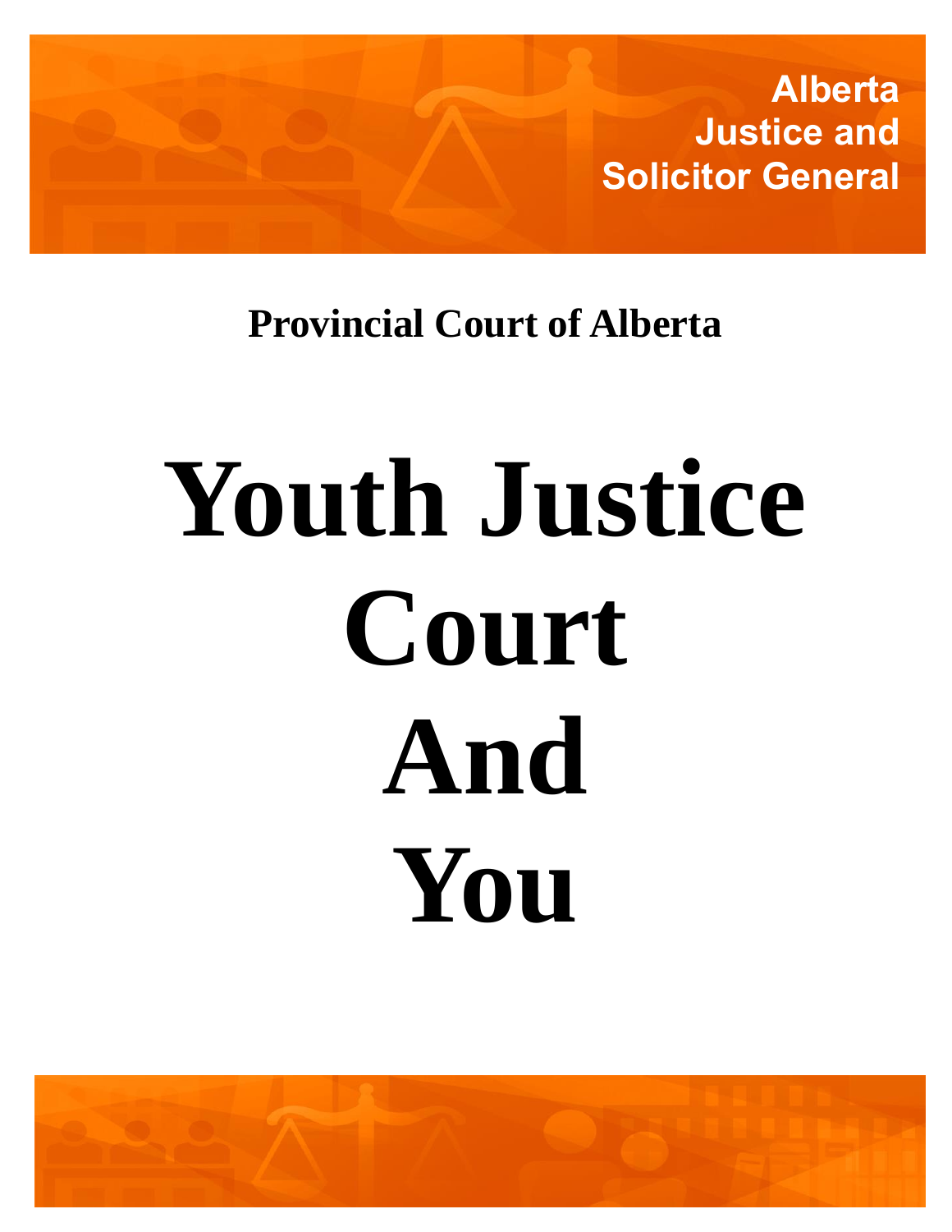Alberta
Justice and
Solicitor General

**Provincial Court of Alberta**

# Youth Justice Court And You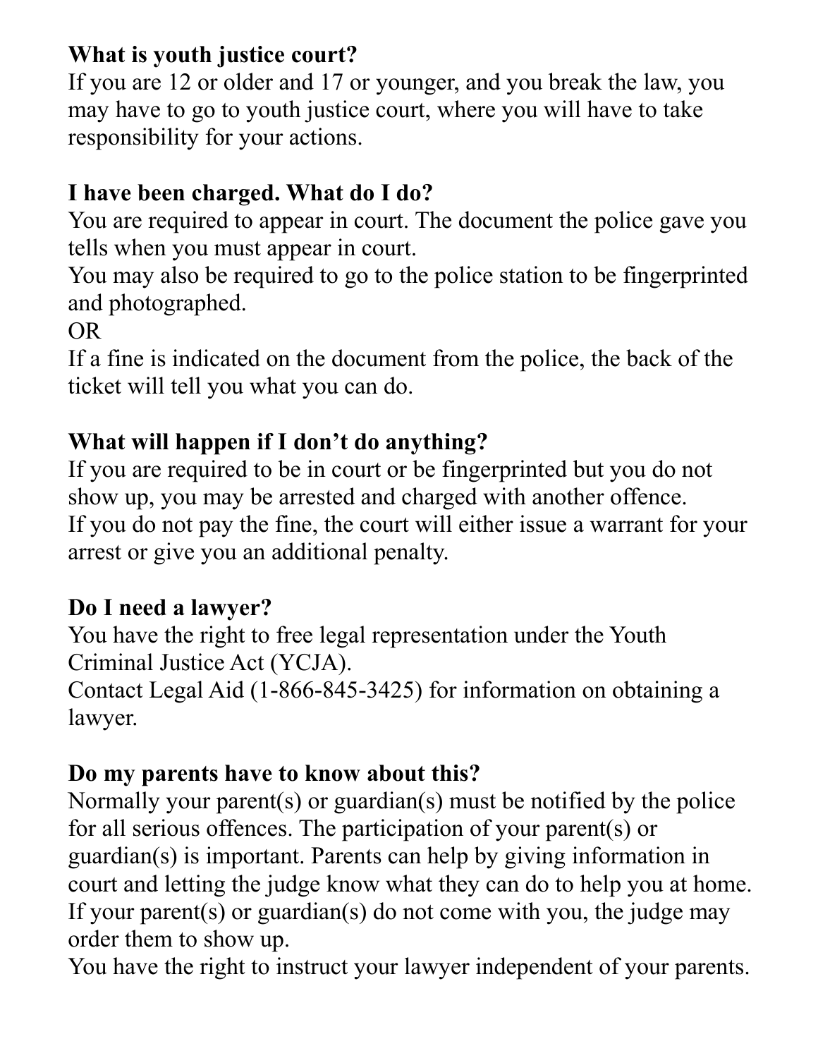**What is youth justice court?**

If you are 12 or older and 17 or younger, and you break the law, you may have to go to youth justice court, where you will have to take responsibility for your actions.

**I have been charged. What do I do?**

You are required to appear in court. The document the police gave you tells when you must appear in court.

You may also be required to go to the police station to be fingerprinted and photographed.

OR

If a fine is indicated on the document from the police, the back of the ticket will tell you what you can do.

**What will happen if I don't do anything?**

If you are required to be in court or be fingerprinted but you do not show up, you may be arrested and charged with another offence.

If you do not pay the fine, the court will either issue a warrant for your arrest or give you an additional penalty.

**Do I need a lawyer?**

You have the right to free legal representation under the Youth Criminal Justice Act (YCJA).

Contact Legal Aid (1-866-845-3425) for information on obtaining a lawyer.

**Do my parents have to know about this?**

Normally your parent(s) or guardian(s) must be notified by the police for all serious offences. The participation of your parent(s) or guardian(s) is important. Parents can help by giving information in court and letting the judge know what they can do to help you at home. If your parent(s) or guardian(s) do not come with you, the judge may order them to show up.

You have the right to instruct your lawyer independent of your parents.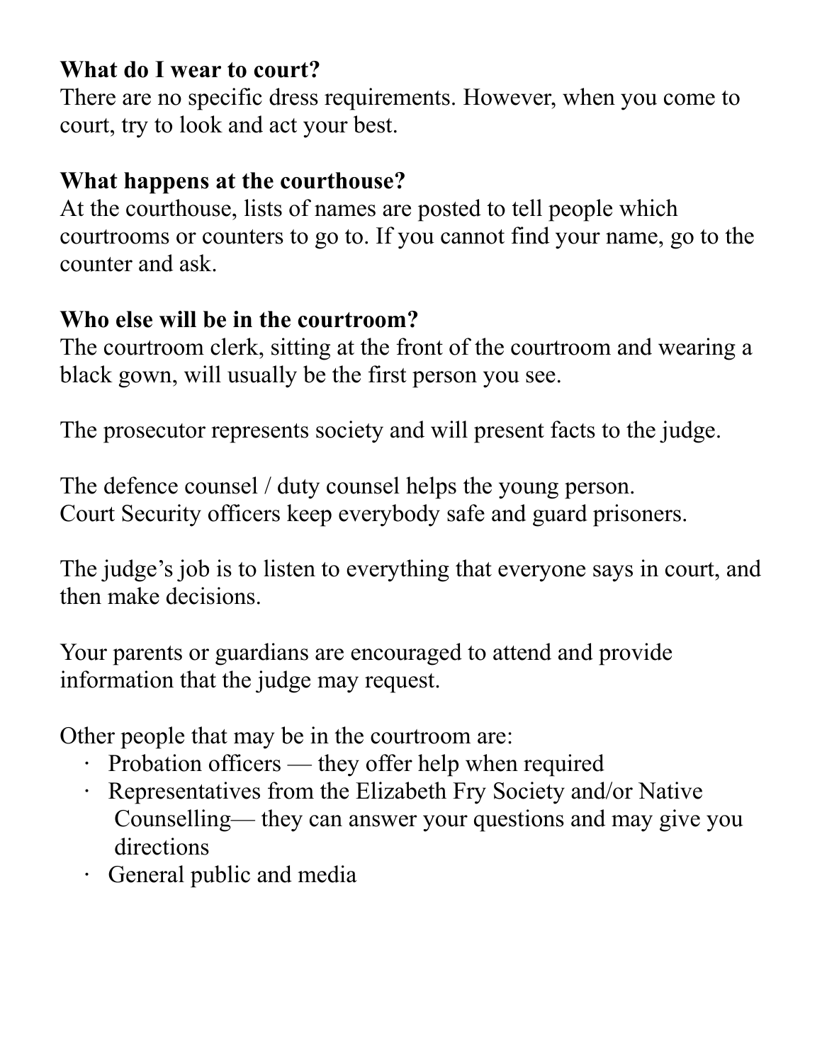**What do I wear to court?**

There are no specific dress requirements. However, when you come to court, try to look and act your best.

**What happens at the courthouse?**

At the courthouse, lists of names are posted to tell people which courtrooms or counters to go to. If you cannot find your name, go to the counter and ask.

**Who else will be in the courtroom?**

The courtroom clerk, sitting at the front of the courtroom and wearing a black gown, will usually be the first person you see.

The prosecutor represents society and will present facts to the judge.

The defence counsel / duty counsel helps the young person.
Court Security officers keep everybody safe and guard prisoners.

The judge's job is to listen to everything that everyone says in court, and then make decisions.

Your parents or guardians are encouraged to attend and provide information that the judge may request.

Other people that may be in the courtroom are:

- Probation officers — they offer help when required
- Representatives from the Elizabeth Fry Society and/or Native Counselling— they can answer your questions and may give you directions
- General public and media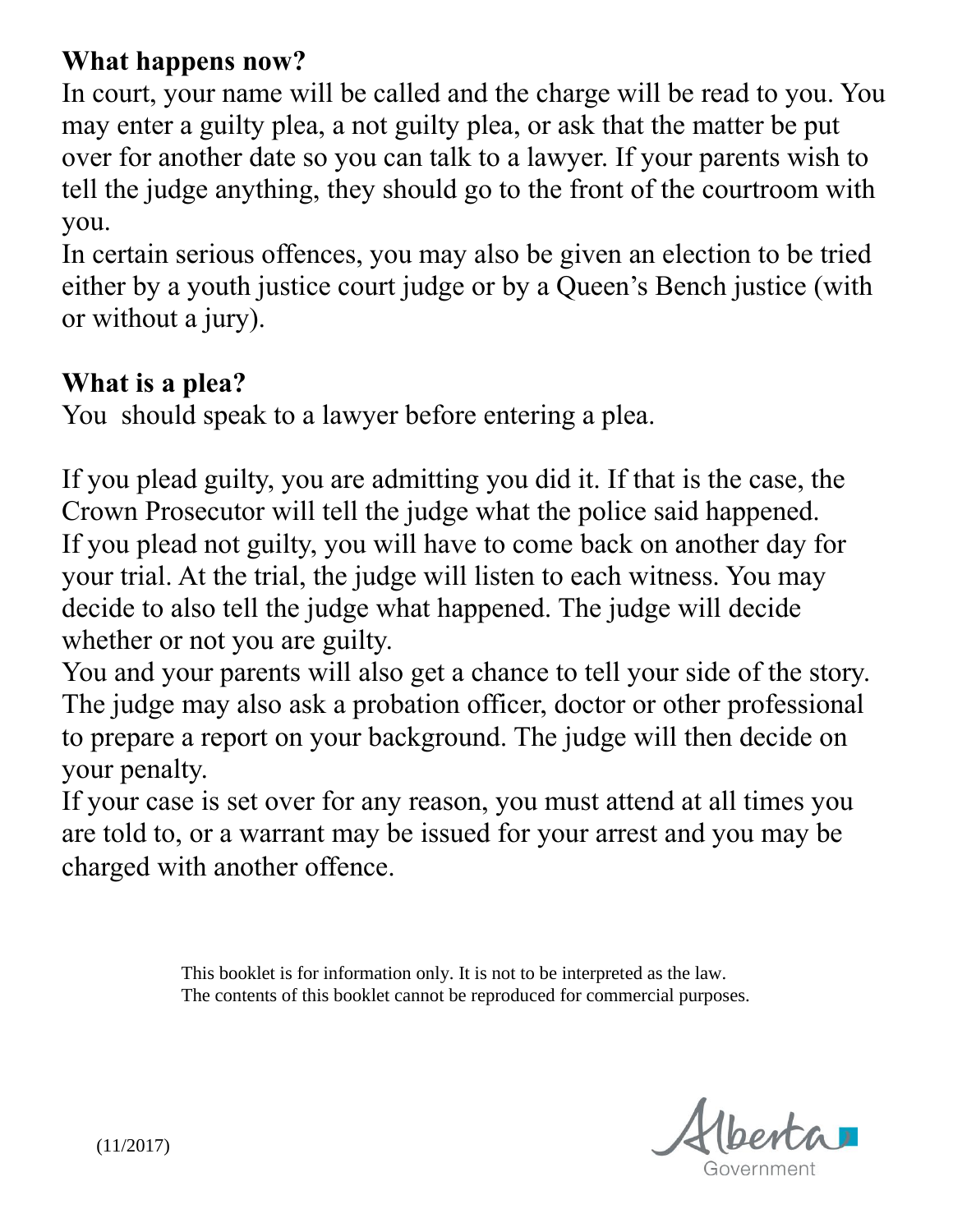**What happens now?**

In court, your name will be called and the charge will be read to you. You may enter a guilty plea, a not guilty plea, or ask that the matter be put over for another date so you can talk to a lawyer. If your parents wish to tell the judge anything, they should go to the front of the courtroom with you.

In certain serious offences, you may also be given an election to be tried either by a youth justice court judge or by a Queen's Bench justice (with or without a jury).

**What is a plea?**

You should speak to a lawyer before entering a plea.

If you plead guilty, you are admitting you did it. If that is the case, the Crown Prosecutor will tell the judge what the police said happened.

If you plead not guilty, you will have to come back on another day for your trial. At the trial, the judge will listen to each witness. You may decide to also tell the judge what happened. The judge will decide whether or not you are guilty.

You and your parents will also get a chance to tell your side of the story. The judge may also ask a probation officer, doctor or other professional to prepare a report on your background. The judge will then decide on your penalty.

If your case is set over for any reason, you must attend at all times you are told to, or a warrant may be issued for your arrest and you may be charged with another offence.

This booklet is for information only. It is not to be interpreted as the law.
The contents of this booklet cannot be reproduced for commercial purposes.

(11/2017)

Alberta Government